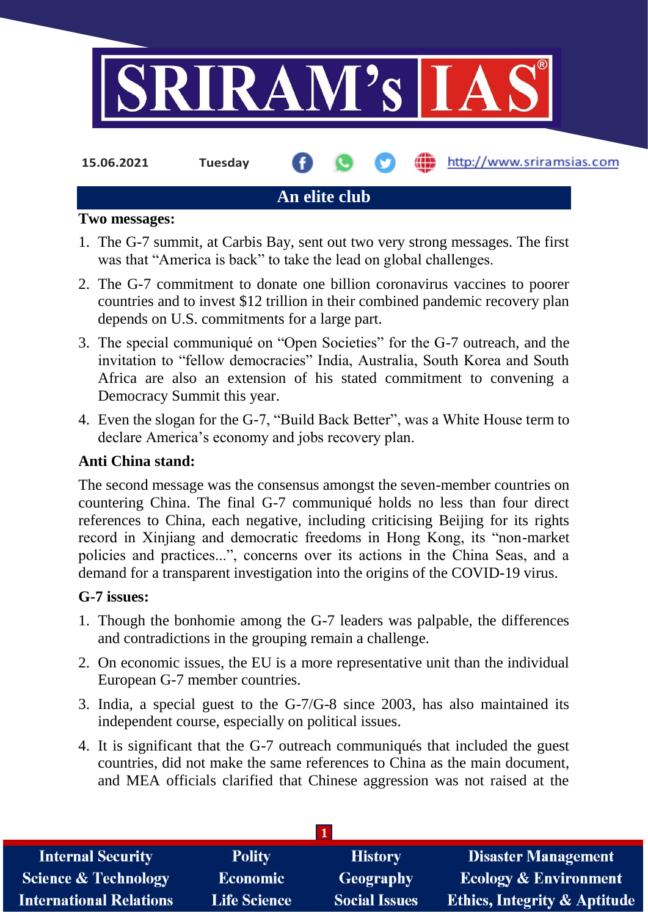15.06.2021 Tuesday

# An elite club

**Two messages:**

1. The G-7 summit, at Carbis Bay, sent out two very strong messages. The first was that "America is back" to take the lead on global challenges.
2. The G-7 commitment to donate one billion coronavirus vaccines to poorer countries and to invest $12 trillion in their combined pandemic recovery plan depends on U.S. commitments for a large part.
3. The special communiqué on "Open Societies" for the G-7 outreach, and the invitation to "fellow democracies" India, Australia, South Korea and South Africa are also an extension of his stated commitment to convening a Democracy Summit this year.
4. Even the slogan for the G-7, "Build Back Better", was a White House term to declare America's economy and jobs recovery plan.

**Anti China stand:**

The second message was the consensus amongst the seven-member countries on countering China. The final G-7 communiqué holds no less than four direct references to China, each negative, including criticising Beijing for its rights record in Xinjiang and democratic freedoms in Hong Kong, its "non-market policies and practices...", concerns over its actions in the China Seas, and a demand for a transparent investigation into the origins of the COVID-19 virus.

**G-7 issues:**

1. Though the bonhomie among the G-7 leaders was palpable, the differences and contradictions in the grouping remain a challenge.
2. On economic issues, the EU is a more representative unit than the individual European G-7 member countries.
3. India, a special guest to the G-7/G-8 since 2003, has also maintained its independent course, especially on political issues.
4. It is significant that the G-7 outreach communiqués that included the guest countries, did not make the same references to China as the main document, and MEA officials clarified that Chinese aggression was not raised at the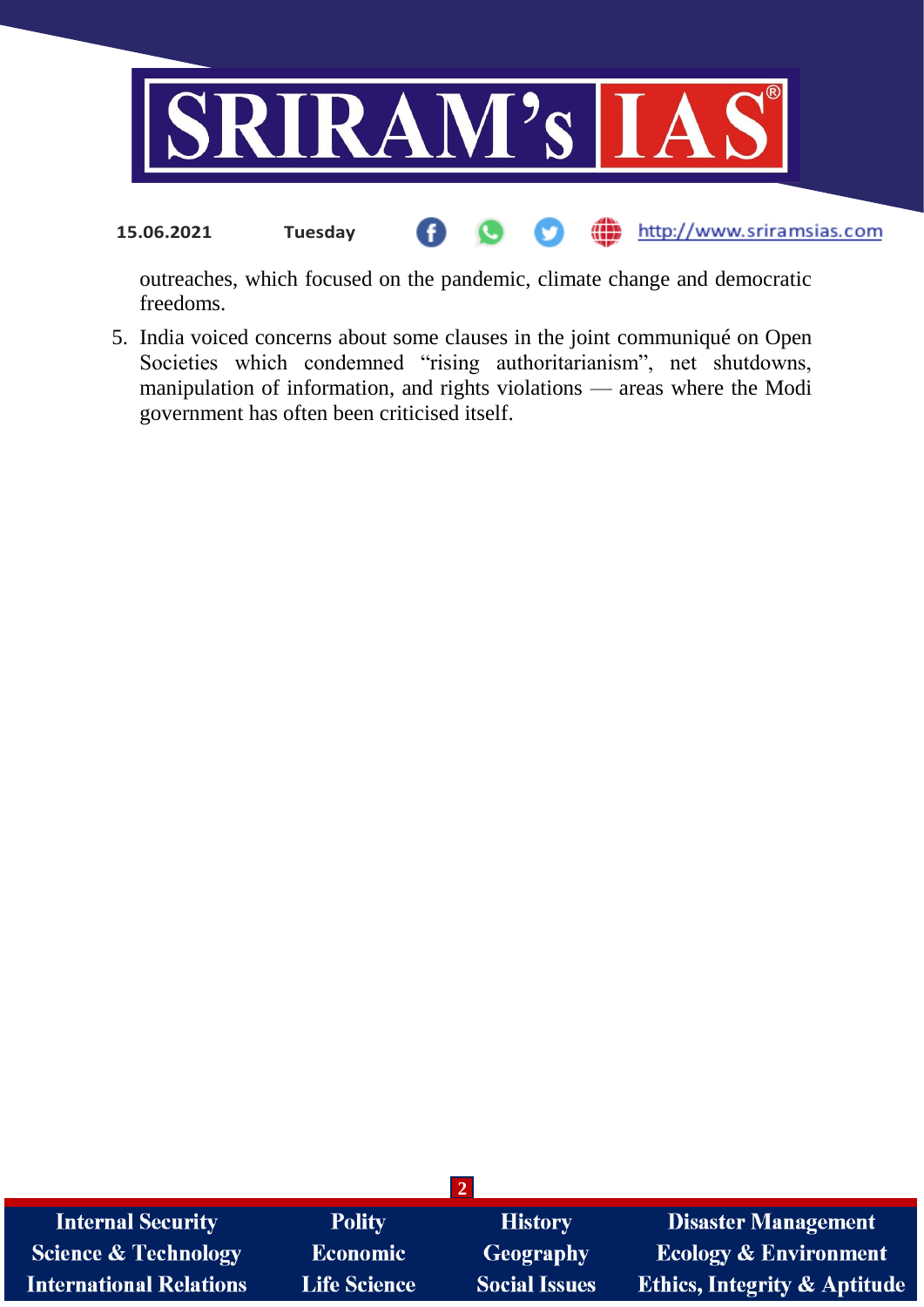outreaches, which focused on the pandemic, climate change and democratic freedoms.

5. India voiced concerns about some clauses in the joint communiqué on Open Societies which condemned “rising authoritarianism”, net shutdowns, manipulation of information, and rights violations — areas where the Modi government has often been criticised itself.